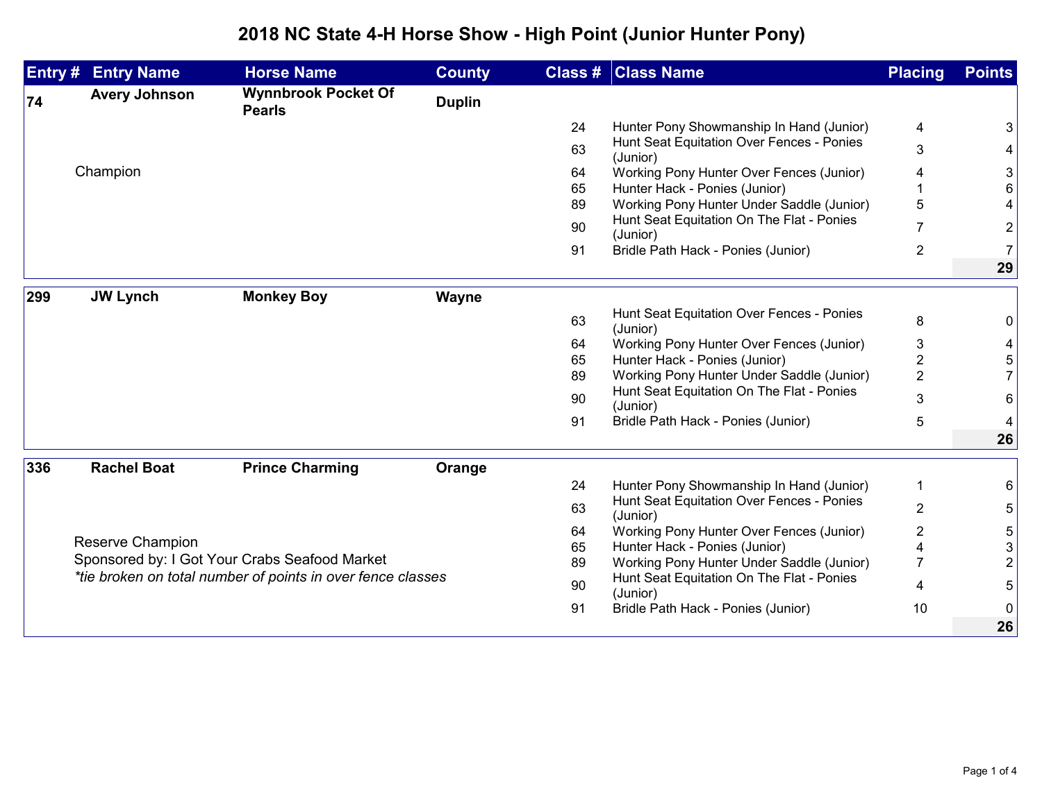# 2018 NC State 4-H Horse Show - High Point (Junior Hunter Pony)

| Entry # | Entry Name | Horse Name | County | Class # | Class Name | Placing | Points |
|---|---|---|---|---|---|---|---|
| 74 | Avery Johnson | Wynnbrook Pocket Of Pearls | Duplin | | | | |
| | | | | 24 | Hunter Pony Showmanship In Hand (Junior) | 4 | 3 |
| | | | | 63 | Hunt Seat Equitation Over Fences - Ponies (Junior) | 3 | 4 |
| | Champion | | | 64 | Working Pony Hunter Over Fences (Junior) | 4 | 3 |
| | | | | 65 | Hunter Hack - Ponies (Junior) | 1 | 6 |
| | | | | 89 | Working Pony Hunter Under Saddle (Junior) | 5 | 4 |
| | | | | 90 | Hunt Seat Equitation On The Flat - Ponies (Junior) | 7 | 2 |
| | | | | 91 | Bridle Path Hack - Ponies (Junior) | 2 | 7 |
| | | | | | | | **29** |
| 299 | JW Lynch | Monkey Boy | Wayne | | | | |
| | | | | 63 | Hunt Seat Equitation Over Fences - Ponies (Junior) | 8 | 0 |
| | | | | 64 | Working Pony Hunter Over Fences (Junior) | 3 | 4 |
| | | | | 65 | Hunter Hack - Ponies (Junior) | 2 | 5 |
| | | | | 89 | Working Pony Hunter Under Saddle (Junior) | 2 | 7 |
| | | | | 90 | Hunt Seat Equitation On The Flat - Ponies (Junior) | 3 | 6 |
| | | | | 91 | Bridle Path Hack - Ponies (Junior) | 5 | 4 |
| | | | | | | | **26** |
| 336 | Rachel Boat | Prince Charming | Orange | | | | |
| | | | | 24 | Hunter Pony Showmanship In Hand (Junior) | 1 | 6 |
| | | | | 63 | Hunt Seat Equitation Over Fences - Ponies (Junior) | 2 | 5 |
| | | | | 64 | Working Pony Hunter Over Fences (Junior) | 2 | 5 |
| | Reserve Champion | | | 65 | Hunter Hack - Ponies (Junior) | 4 | 3 |
| | Sponsored by: I Got Your Crabs Seafood Market | | | 89 | Working Pony Hunter Under Saddle (Junior) | 7 | 2 |
| | *\*tie broken on total number of points in over fence classes* | | | 90 | Hunt Seat Equitation On The Flat - Ponies (Junior) | 4 | 5 |
| | | | | 91 | Bridle Path Hack - Ponies (Junior) | 10 | 0 |
| | | | | | | | **26** |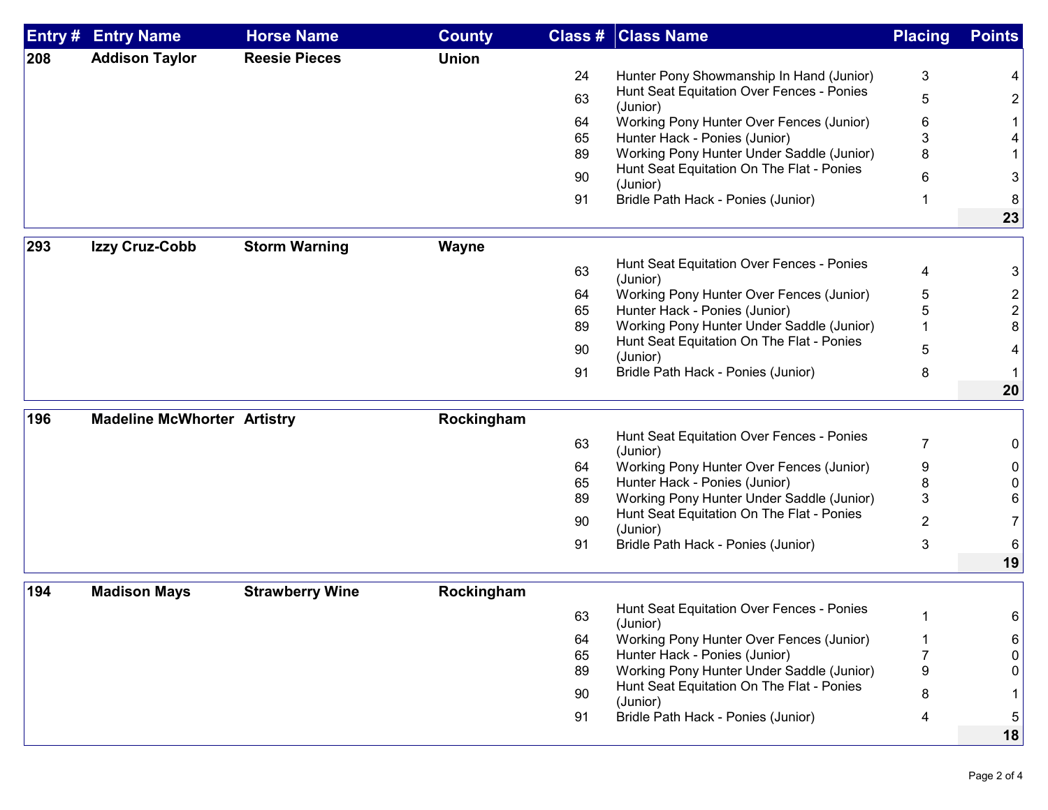| Entry # | Entry Name | Horse Name | County | Class # | Class Name | Placing | Points |
|---|---|---|---|---|---|---|---|
| **208** | **Addison Taylor** | **Reesie Pieces** | **Union** | | | | |
| | | | | 24 | Hunter Pony Showmanship In Hand (Junior) | 3 | 4 |
| | | | | 63 | Hunt Seat Equitation Over Fences - Ponies (Junior) | 5 | 2 |
| | | | | 64 | Working Pony Hunter Over Fences (Junior) | 6 | 1 |
| | | | | 65 | Hunter Hack - Ponies (Junior) | 3 | 4 |
| | | | | 89 | Working Pony Hunter Under Saddle (Junior) | 8 | 1 |
| | | | | 90 | Hunt Seat Equitation On The Flat - Ponies (Junior) | 6 | 3 |
| | | | | 91 | Bridle Path Hack - Ponies (Junior) | 1 | 8 |
| | | | | | | | **23** |
| **293** | **Izzy Cruz-Cobb** | **Storm Warning** | **Wayne** | | | | |
| | | | | 63 | Hunt Seat Equitation Over Fences - Ponies (Junior) | 4 | 3 |
| | | | | 64 | Working Pony Hunter Over Fences (Junior) | 5 | 2 |
| | | | | 65 | Hunter Hack - Ponies (Junior) | 5 | 2 |
| | | | | 89 | Working Pony Hunter Under Saddle (Junior) | 1 | 8 |
| | | | | 90 | Hunt Seat Equitation On The Flat - Ponies (Junior) | 5 | 4 |
| | | | | 91 | Bridle Path Hack - Ponies (Junior) | 8 | 1 |
| | | | | | | | **20** |
| **196** | **Madeline McWhorter** | **Artistry** | **Rockingham** | | | | |
| | | | | 63 | Hunt Seat Equitation Over Fences - Ponies (Junior) | 7 | 0 |
| | | | | 64 | Working Pony Hunter Over Fences (Junior) | 9 | 0 |
| | | | | 65 | Hunter Hack - Ponies (Junior) | 8 | 0 |
| | | | | 89 | Working Pony Hunter Under Saddle (Junior) | 3 | 6 |
| | | | | 90 | Hunt Seat Equitation On The Flat - Ponies (Junior) | 2 | 7 |
| | | | | 91 | Bridle Path Hack - Ponies (Junior) | 3 | 6 |
| | | | | | | | **19** |
| **194** | **Madison Mays** | **Strawberry Wine** | **Rockingham** | | | | |
| | | | | 63 | Hunt Seat Equitation Over Fences - Ponies (Junior) | 1 | 6 |
| | | | | 64 | Working Pony Hunter Over Fences (Junior) | 1 | 6 |
| | | | | 65 | Hunter Hack - Ponies (Junior) | 7 | 0 |
| | | | | 89 | Working Pony Hunter Under Saddle (Junior) | 9 | 0 |
| | | | | 90 | Hunt Seat Equitation On The Flat - Ponies (Junior) | 8 | 1 |
| | | | | 91 | Bridle Path Hack - Ponies (Junior) | 4 | 5 |
| | | | | | | | **18** |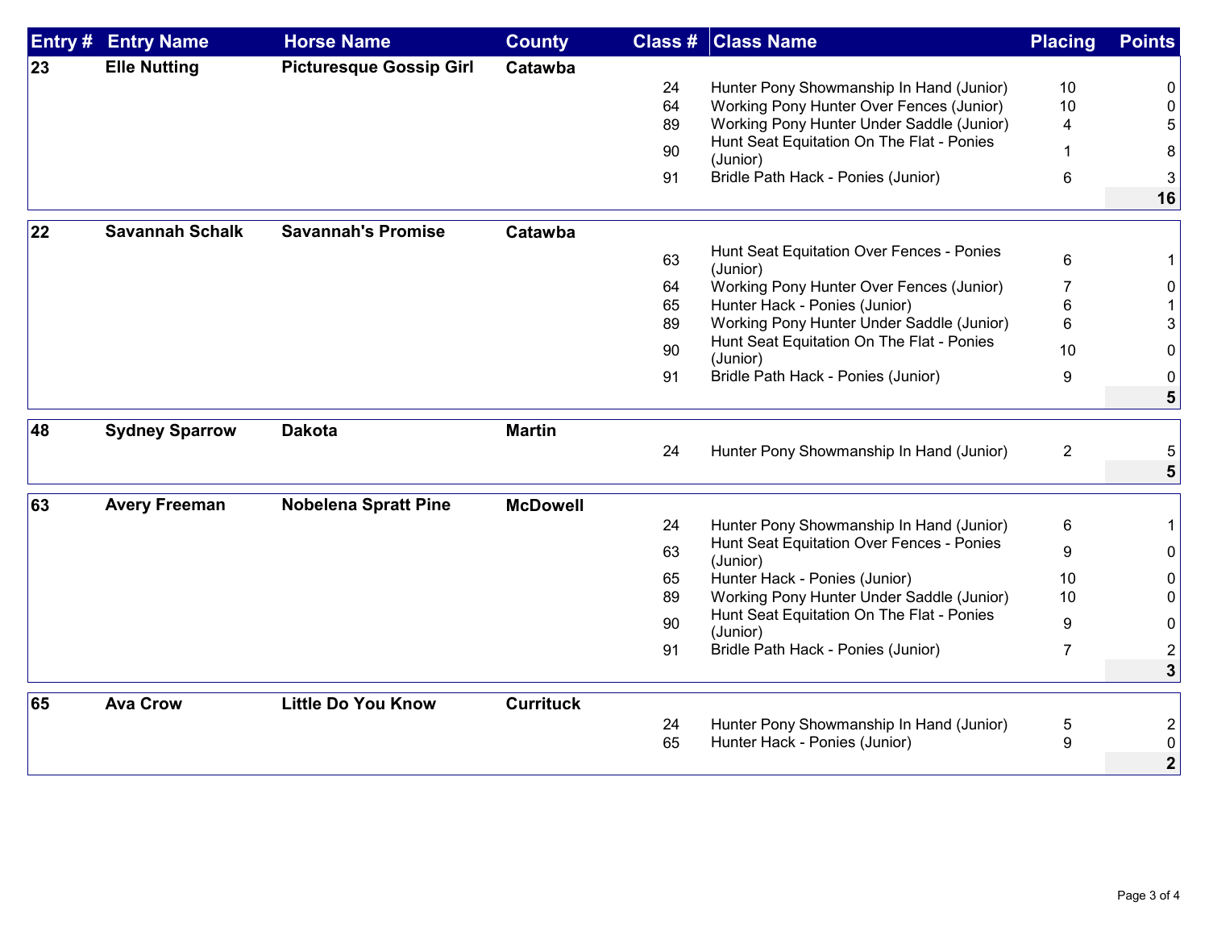| Entry # | Entry Name | Horse Name | County | Class # | Class Name | Placing | Points |
|---|---|---|---|---|---|---|---|
| **23** | **Elle Nutting** | **Picturesque Gossip Girl** | **Catawba** | | | | |
| | | | | 24 | Hunter Pony Showmanship In Hand (Junior) | 10 | 0 |
| | | | | 64 | Working Pony Hunter Over Fences (Junior) | 10 | 0 |
| | | | | 89 | Working Pony Hunter Under Saddle (Junior) | 4 | 5 |
| | | | | 90 | Hunt Seat Equitation On The Flat - Ponies (Junior) | 1 | 8 |
| | | | | 91 | Bridle Path Hack - Ponies (Junior) | 6 | 3 |
| | | | | | | | **16** |
| **22** | **Savannah Schalk** | **Savannah's Promise** | **Catawba** | | | | |
| | | | | 63 | Hunt Seat Equitation Over Fences - Ponies (Junior) | 6 | 1 |
| | | | | 64 | Working Pony Hunter Over Fences (Junior) | 7 | 0 |
| | | | | 65 | Hunter Hack - Ponies (Junior) | 6 | 1 |
| | | | | 89 | Working Pony Hunter Under Saddle (Junior) | 6 | 3 |
| | | | | 90 | Hunt Seat Equitation On The Flat - Ponies (Junior) | 10 | 0 |
| | | | | 91 | Bridle Path Hack - Ponies (Junior) | 9 | 0 |
| | | | | | | | **5** |
| **48** | **Sydney Sparrow** | **Dakota** | **Martin** | | | | |
| | | | | 24 | Hunter Pony Showmanship In Hand (Junior) | 2 | 5 |
| | | | | | | | **5** |
| **63** | **Avery Freeman** | **Nobelena Spratt Pine** | **McDowell** | | | | |
| | | | | 24 | Hunter Pony Showmanship In Hand (Junior) | 6 | 1 |
| | | | | 63 | Hunt Seat Equitation Over Fences - Ponies (Junior) | 9 | 0 |
| | | | | 65 | Hunter Hack - Ponies (Junior) | 10 | 0 |
| | | | | 89 | Working Pony Hunter Under Saddle (Junior) | 10 | 0 |
| | | | | 90 | Hunt Seat Equitation On The Flat - Ponies (Junior) | 9 | 0 |
| | | | | 91 | Bridle Path Hack - Ponies (Junior) | 7 | 2 |
| | | | | | | | **3** |
| **65** | **Ava Crow** | **Little Do You Know** | **Currituck** | | | | |
| | | | | 24 | Hunter Pony Showmanship In Hand (Junior) | 5 | 2 |
| | | | | 65 | Hunter Hack - Ponies (Junior) | 9 | 0 |
| | | | | | | | **2** |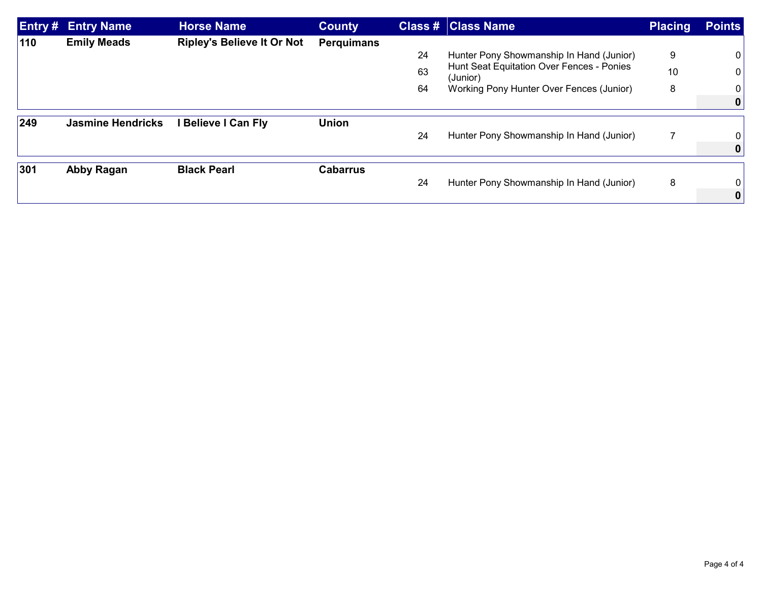| Entry # | Entry Name | Horse Name | County | Class # | Class Name | Placing | Points |
|---|---|---|---|---|---|---|---|
| **110** | **Emily Meads** | **Ripley's Believe It Or Not** | **Perquimans** | | | | |
| | | | | 24 | Hunter Pony Showmanship In Hand (Junior) | 9 | 0 |
| | | | | 63 | Hunt Seat Equitation Over Fences - Ponies (Junior) | 10 | 0 |
| | | | | 64 | Working Pony Hunter Over Fences (Junior) | 8 | 0 |
| | | | | | | | **0** |
| **249** | **Jasmine Hendricks** | **I Believe I Can Fly** | **Union** | | | | |
| | | | | 24 | Hunter Pony Showmanship In Hand (Junior) | 7 | 0 |
| | | | | | | | **0** |
| **301** | **Abby Ragan** | **Black Pearl** | **Cabarrus** | | | | |
| | | | | 24 | Hunter Pony Showmanship In Hand (Junior) | 8 | 0 |
| | | | | | | | **0** |